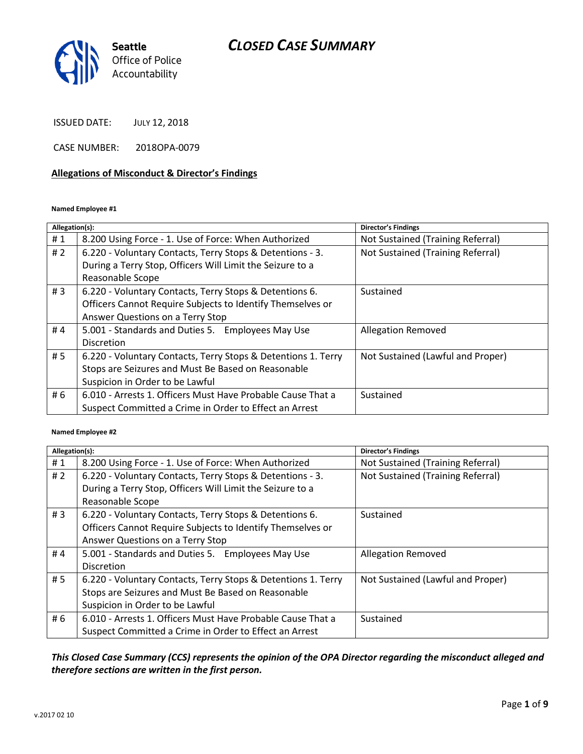Seattle Office of Police Accountability

# CLOSED CASE SUMMARY

ISSUED DATE: JULY 12, 2018

CASE NUMBER: 2018OPA-0079

## Allegations of Misconduct & Director's Findings

**Named Employee #1**

| Allegation(s): | | Director's Findings |
|---|---|---|
| # 1 | 8.200 Using Force - 1. Use of Force: When Authorized | Not Sustained (Training Referral) |
| # 2 | 6.220 - Voluntary Contacts, Terry Stops & Detentions - 3. During a Terry Stop, Officers Will Limit the Seizure to a Reasonable Scope | Not Sustained (Training Referral) |
| # 3 | 6.220 - Voluntary Contacts, Terry Stops & Detentions 6. Officers Cannot Require Subjects to Identify Themselves or Answer Questions on a Terry Stop | Sustained |
| # 4 | 5.001 - Standards and Duties 5. Employees May Use Discretion | Allegation Removed |
| # 5 | 6.220 - Voluntary Contacts, Terry Stops & Detentions 1. Terry Stops are Seizures and Must Be Based on Reasonable Suspicion in Order to be Lawful | Not Sustained (Lawful and Proper) |
| # 6 | 6.010 - Arrests 1. Officers Must Have Probable Cause That a Suspect Committed a Crime in Order to Effect an Arrest | Sustained |

**Named Employee #2**

| Allegation(s): | | Director's Findings |
|---|---|---|
| # 1 | 8.200 Using Force - 1. Use of Force: When Authorized | Not Sustained (Training Referral) |
| # 2 | 6.220 - Voluntary Contacts, Terry Stops & Detentions - 3. During a Terry Stop, Officers Will Limit the Seizure to a Reasonable Scope | Not Sustained (Training Referral) |
| # 3 | 6.220 - Voluntary Contacts, Terry Stops & Detentions 6. Officers Cannot Require Subjects to Identify Themselves or Answer Questions on a Terry Stop | Sustained |
| # 4 | 5.001 - Standards and Duties 5. Employees May Use Discretion | Allegation Removed |
| # 5 | 6.220 - Voluntary Contacts, Terry Stops & Detentions 1. Terry Stops are Seizures and Must Be Based on Reasonable Suspicion in Order to be Lawful | Not Sustained (Lawful and Proper) |
| # 6 | 6.010 - Arrests 1. Officers Must Have Probable Cause That a Suspect Committed a Crime in Order to Effect an Arrest | Sustained |

***This Closed Case Summary (CCS) represents the opinion of the OPA Director regarding the misconduct alleged and therefore sections are written in the first person.***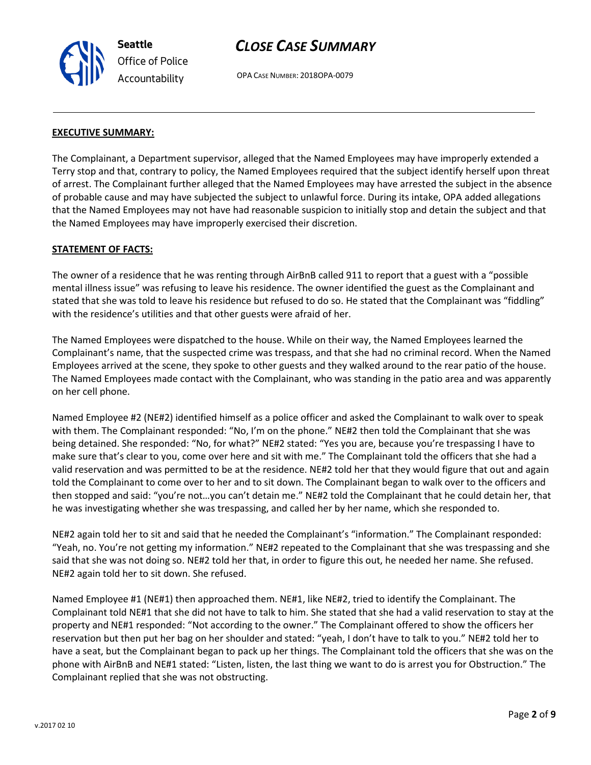# CLOSE CASE SUMMARY

OPA CASE NUMBER: 2018OPA-0079

**EXECUTIVE SUMMARY:**

The Complainant, a Department supervisor, alleged that the Named Employees may have improperly extended a Terry stop and that, contrary to policy, the Named Employees required that the subject identify herself upon threat of arrest. The Complainant further alleged that the Named Employees may have arrested the subject in the absence of probable cause and may have subjected the subject to unlawful force. During its intake, OPA added allegations that the Named Employees may not have had reasonable suspicion to initially stop and detain the subject and that the Named Employees may have improperly exercised their discretion.

**STATEMENT OF FACTS:**

The owner of a residence that he was renting through AirBnB called 911 to report that a guest with a "possible mental illness issue" was refusing to leave his residence. The owner identified the guest as the Complainant and stated that she was told to leave his residence but refused to do so. He stated that the Complainant was "fiddling" with the residence's utilities and that other guests were afraid of her.

The Named Employees were dispatched to the house. While on their way, the Named Employees learned the Complainant's name, that the suspected crime was trespass, and that she had no criminal record. When the Named Employees arrived at the scene, they spoke to other guests and they walked around to the rear patio of the house. The Named Employees made contact with the Complainant, who was standing in the patio area and was apparently on her cell phone.

Named Employee #2 (NE#2) identified himself as a police officer and asked the Complainant to walk over to speak with them. The Complainant responded: "No, I'm on the phone." NE#2 then told the Complainant that she was being detained. She responded: "No, for what?" NE#2 stated: "Yes you are, because you're trespassing I have to make sure that's clear to you, come over here and sit with me." The Complainant told the officers that she had a valid reservation and was permitted to be at the residence. NE#2 told her that they would figure that out and again told the Complainant to come over to her and to sit down. The Complainant began to walk over to the officers and then stopped and said: "you're not…you can't detain me." NE#2 told the Complainant that he could detain her, that he was investigating whether she was trespassing, and called her by her name, which she responded to.

NE#2 again told her to sit and said that he needed the Complainant's "information." The Complainant responded: "Yeah, no. You're not getting my information." NE#2 repeated to the Complainant that she was trespassing and she said that she was not doing so. NE#2 told her that, in order to figure this out, he needed her name. She refused. NE#2 again told her to sit down. She refused.

Named Employee #1 (NE#1) then approached them. NE#1, like NE#2, tried to identify the Complainant. The Complainant told NE#1 that she did not have to talk to him. She stated that she had a valid reservation to stay at the property and NE#1 responded: "Not according to the owner." The Complainant offered to show the officers her reservation but then put her bag on her shoulder and stated: "yeah, I don't have to talk to you." NE#2 told her to have a seat, but the Complainant began to pack up her things. The Complainant told the officers that she was on the phone with AirBnB and NE#1 stated: "Listen, listen, the last thing we want to do is arrest you for Obstruction." The Complainant replied that she was not obstructing.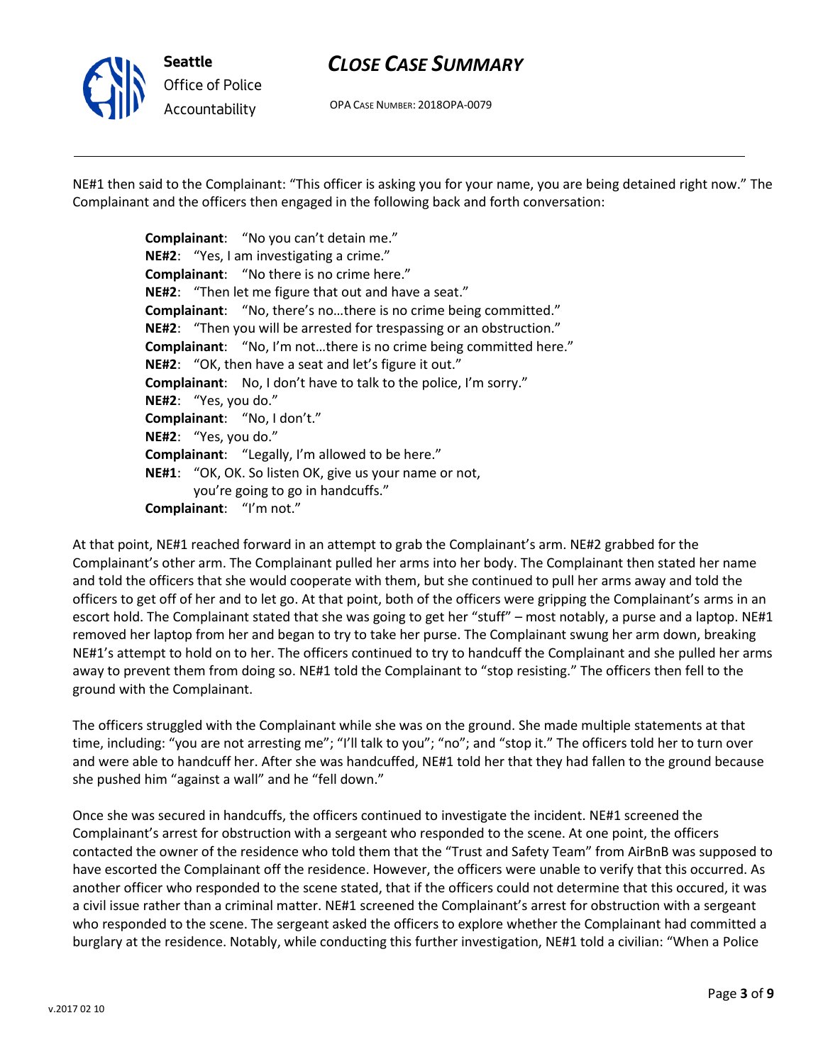NE#1 then said to the Complainant: "This officer is asking you for your name, you are being detained right now." The Complainant and the officers then engaged in the following back and forth conversation:

> **Complainant**: "No you can't detain me."
> **NE#2**: "Yes, I am investigating a crime."
> **Complainant**: "No there is no crime here."
> **NE#2**: "Then let me figure that out and have a seat."
> **Complainant**: "No, there's no…there is no crime being committed."
> **NE#2**: "Then you will be arrested for trespassing or an obstruction."
> **Complainant**: "No, I'm not…there is no crime being committed here."
> **NE#2**: "OK, then have a seat and let's figure it out."
> **Complainant**: No, I don't have to talk to the police, I'm sorry."
> **NE#2**: "Yes, you do."
> **Complainant**: "No, I don't."
> **NE#2**: "Yes, you do."
> **Complainant**: "Legally, I'm allowed to be here."
> **NE#1**: "OK, OK. So listen OK, give us your name or not, you're going to go in handcuffs."
> **Complainant**: "I'm not."

At that point, NE#1 reached forward in an attempt to grab the Complainant's arm. NE#2 grabbed for the Complainant's other arm. The Complainant pulled her arms into her body. The Complainant then stated her name and told the officers that she would cooperate with them, but she continued to pull her arms away and told the officers to get off of her and to let go. At that point, both of the officers were gripping the Complainant's arms in an escort hold. The Complainant stated that she was going to get her "stuff" – most notably, a purse and a laptop. NE#1 removed her laptop from her and began to try to take her purse. The Complainant swung her arm down, breaking NE#1's attempt to hold on to her. The officers continued to try to handcuff the Complainant and she pulled her arms away to prevent them from doing so. NE#1 told the Complainant to "stop resisting." The officers then fell to the ground with the Complainant.

The officers struggled with the Complainant while she was on the ground. She made multiple statements at that time, including: "you are not arresting me"; "I'll talk to you"; "no"; and "stop it." The officers told her to turn over and were able to handcuff her. After she was handcuffed, NE#1 told her that they had fallen to the ground because she pushed him "against a wall" and he "fell down."

Once she was secured in handcuffs, the officers continued to investigate the incident. NE#1 screened the Complainant's arrest for obstruction with a sergeant who responded to the scene. At one point, the officers contacted the owner of the residence who told them that the "Trust and Safety Team" from AirBnB was supposed to have escorted the Complainant off the residence. However, the officers were unable to verify that this occurred. As another officer who responded to the scene stated, that if the officers could not determine that this occured, it was a civil issue rather than a criminal matter. NE#1 screened the Complainant's arrest for obstruction with a sergeant who responded to the scene. The sergeant asked the officers to explore whether the Complainant had committed a burglary at the residence. Notably, while conducting this further investigation, NE#1 told a civilian: "When a Police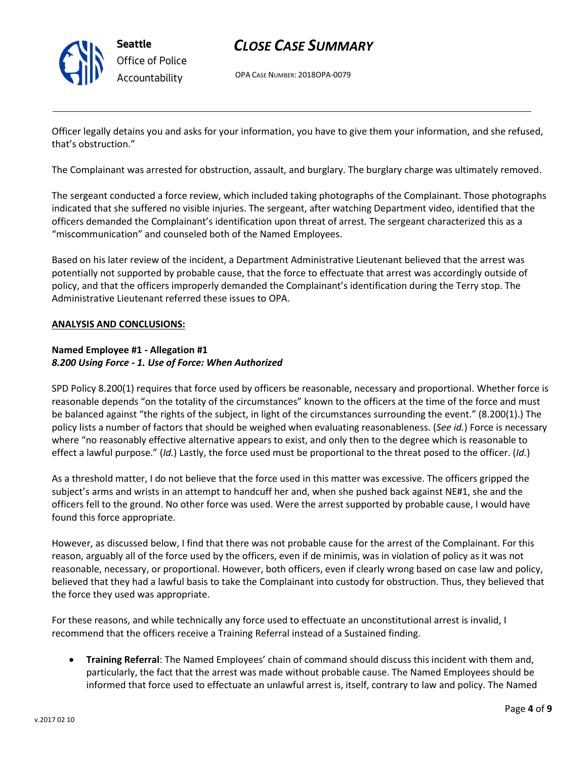Officer legally detains you and asks for your information, you have to give them your information, and she refused, that's obstruction."

The Complainant was arrested for obstruction, assault, and burglary. The burglary charge was ultimately removed.

The sergeant conducted a force review, which included taking photographs of the Complainant. Those photographs indicated that she suffered no visible injuries. The sergeant, after watching Department video, identified that the officers demanded the Complainant's identification upon threat of arrest. The sergeant characterized this as a "miscommunication" and counseled both of the Named Employees.

Based on his later review of the incident, a Department Administrative Lieutenant believed that the arrest was potentially not supported by probable cause, that the force to effectuate that arrest was accordingly outside of policy, and that the officers improperly demanded the Complainant's identification during the Terry stop. The Administrative Lieutenant referred these issues to OPA.

**ANALYSIS AND CONCLUSIONS:**

**Named Employee #1 - Allegation #1**
***8.200 Using Force - 1. Use of Force: When Authorized***

SPD Policy 8.200(1) requires that force used by officers be reasonable, necessary and proportional. Whether force is reasonable depends "on the totality of the circumstances" known to the officers at the time of the force and must be balanced against "the rights of the subject, in light of the circumstances surrounding the event." (8.200(1).) The policy lists a number of factors that should be weighed when evaluating reasonableness. (*See id.*) Force is necessary where "no reasonably effective alternative appears to exist, and only then to the degree which is reasonable to effect a lawful purpose." (*Id.*) Lastly, the force used must be proportional to the threat posed to the officer. (*Id.*)

As a threshold matter, I do not believe that the force used in this matter was excessive. The officers gripped the subject's arms and wrists in an attempt to handcuff her and, when she pushed back against NE#1, she and the officers fell to the ground. No other force was used. Were the arrest supported by probable cause, I would have found this force appropriate.

However, as discussed below, I find that there was not probable cause for the arrest of the Complainant. For this reason, arguably all of the force used by the officers, even if de minimis, was in violation of policy as it was not reasonable, necessary, or proportional. However, both officers, even if clearly wrong based on case law and policy, believed that they had a lawful basis to take the Complainant into custody for obstruction. Thus, they believed that the force they used was appropriate.

For these reasons, and while technically any force used to effectuate an unconstitutional arrest is invalid, I recommend that the officers receive a Training Referral instead of a Sustained finding.

- **Training Referral**: The Named Employees' chain of command should discuss this incident with them and, particularly, the fact that the arrest was made without probable cause. The Named Employees should be informed that force used to effectuate an unlawful arrest is, itself, contrary to law and policy. The Named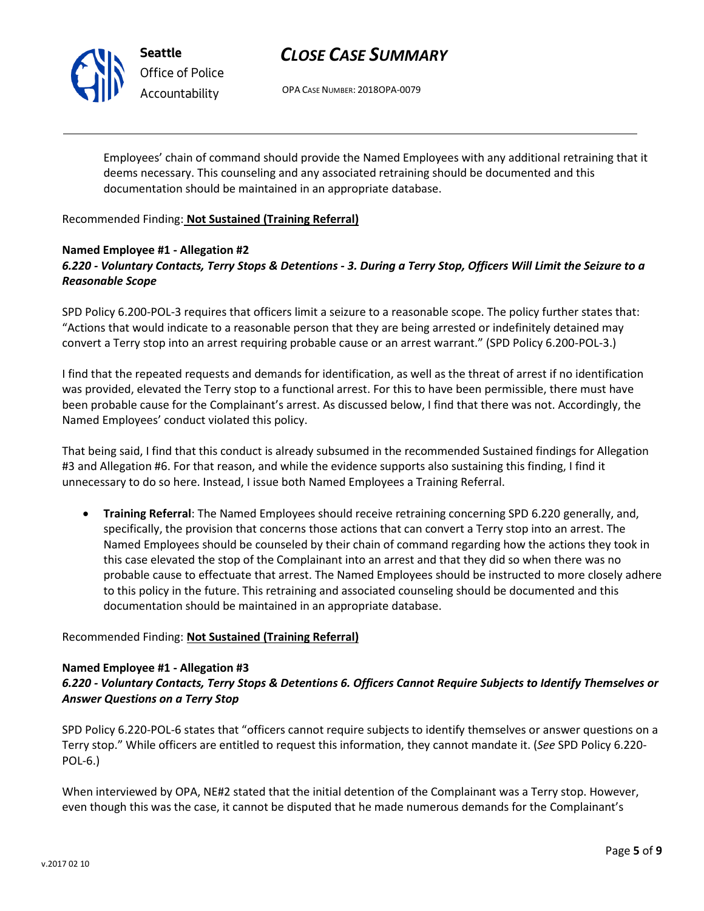Employees' chain of command should provide the Named Employees with any additional retraining that it deems necessary. This counseling and any associated retraining should be documented and this documentation should be maintained in an appropriate database.

Recommended Finding: **Not Sustained (Training Referral)**

**Named Employee #1 - Allegation #2**
***6.220 - Voluntary Contacts, Terry Stops & Detentions - 3. During a Terry Stop, Officers Will Limit the Seizure to a Reasonable Scope***

SPD Policy 6.200-POL-3 requires that officers limit a seizure to a reasonable scope. The policy further states that: "Actions that would indicate to a reasonable person that they are being arrested or indefinitely detained may convert a Terry stop into an arrest requiring probable cause or an arrest warrant." (SPD Policy 6.200-POL-3.)

I find that the repeated requests and demands for identification, as well as the threat of arrest if no identification was provided, elevated the Terry stop to a functional arrest. For this to have been permissible, there must have been probable cause for the Complainant's arrest. As discussed below, I find that there was not. Accordingly, the Named Employees' conduct violated this policy.

That being said, I find that this conduct is already subsumed in the recommended Sustained findings for Allegation #3 and Allegation #6. For that reason, and while the evidence supports also sustaining this finding, I find it unnecessary to do so here. Instead, I issue both Named Employees a Training Referral.

- **Training Referral**: The Named Employees should receive retraining concerning SPD 6.220 generally, and, specifically, the provision that concerns those actions that can convert a Terry stop into an arrest. The Named Employees should be counseled by their chain of command regarding how the actions they took in this case elevated the stop of the Complainant into an arrest and that they did so when there was no probable cause to effectuate that arrest. The Named Employees should be instructed to more closely adhere to this policy in the future. This retraining and associated counseling should be documented and this documentation should be maintained in an appropriate database.

Recommended Finding: **Not Sustained (Training Referral)**

**Named Employee #1 - Allegation #3**
***6.220 - Voluntary Contacts, Terry Stops & Detentions 6. Officers Cannot Require Subjects to Identify Themselves or Answer Questions on a Terry Stop***

SPD Policy 6.220-POL-6 states that "officers cannot require subjects to identify themselves or answer questions on a Terry stop." While officers are entitled to request this information, they cannot mandate it. (*See* SPD Policy 6.220-POL-6.)

When interviewed by OPA, NE#2 stated that the initial detention of the Complainant was a Terry stop. However, even though this was the case, it cannot be disputed that he made numerous demands for the Complainant's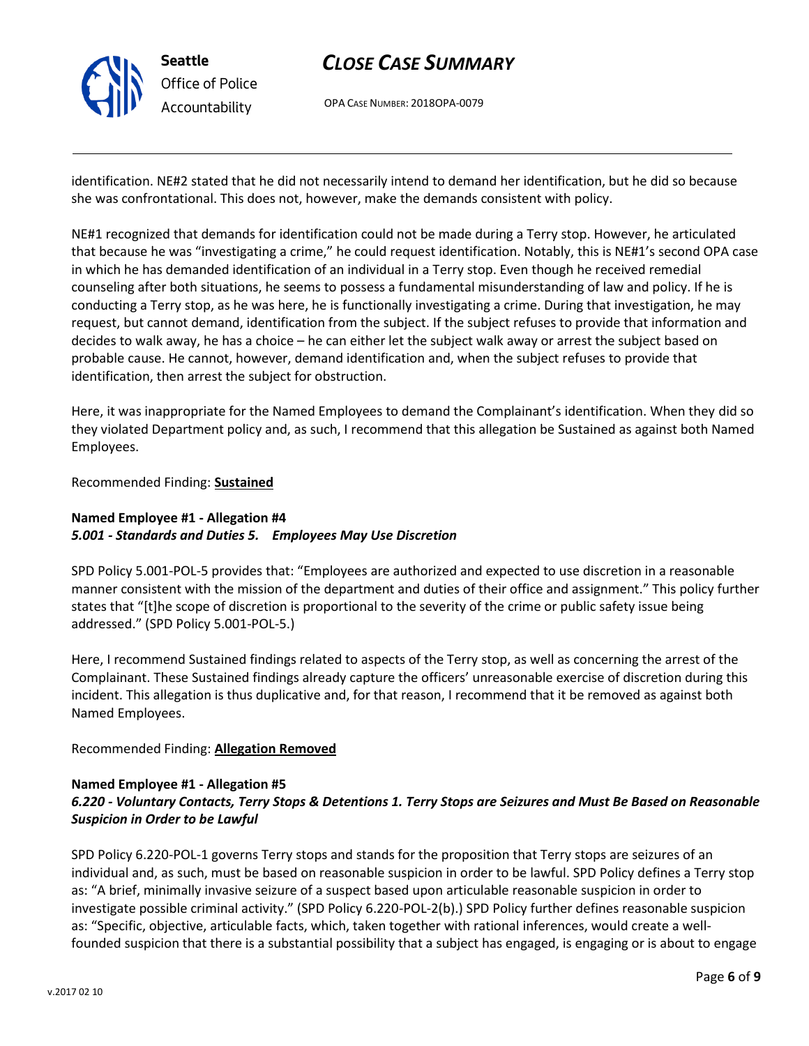identification. NE#2 stated that he did not necessarily intend to demand her identification, but he did so because she was confrontational. This does not, however, make the demands consistent with policy.

NE#1 recognized that demands for identification could not be made during a Terry stop. However, he articulated that because he was "investigating a crime," he could request identification. Notably, this is NE#1's second OPA case in which he has demanded identification of an individual in a Terry stop. Even though he received remedial counseling after both situations, he seems to possess a fundamental misunderstanding of law and policy. If he is conducting a Terry stop, as he was here, he is functionally investigating a crime. During that investigation, he may request, but cannot demand, identification from the subject. If the subject refuses to provide that information and decides to walk away, he has a choice – he can either let the subject walk away or arrest the subject based on probable cause. He cannot, however, demand identification and, when the subject refuses to provide that identification, then arrest the subject for obstruction.

Here, it was inappropriate for the Named Employees to demand the Complainant's identification. When they did so they violated Department policy and, as such, I recommend that this allegation be Sustained as against both Named Employees.

Recommended Finding: **Sustained**

**Named Employee #1 - Allegation #4**
***5.001 - Standards and Duties 5. Employees May Use Discretion***

SPD Policy 5.001-POL-5 provides that: "Employees are authorized and expected to use discretion in a reasonable manner consistent with the mission of the department and duties of their office and assignment." This policy further states that "[t]he scope of discretion is proportional to the severity of the crime or public safety issue being addressed." (SPD Policy 5.001-POL-5.)

Here, I recommend Sustained findings related to aspects of the Terry stop, as well as concerning the arrest of the Complainant. These Sustained findings already capture the officers' unreasonable exercise of discretion during this incident. This allegation is thus duplicative and, for that reason, I recommend that it be removed as against both Named Employees.

Recommended Finding: **Allegation Removed**

**Named Employee #1 - Allegation #5**
***6.220 - Voluntary Contacts, Terry Stops & Detentions 1. Terry Stops are Seizures and Must Be Based on Reasonable Suspicion in Order to be Lawful***

SPD Policy 6.220-POL-1 governs Terry stops and stands for the proposition that Terry stops are seizures of an individual and, as such, must be based on reasonable suspicion in order to be lawful. SPD Policy defines a Terry stop as: "A brief, minimally invasive seizure of a suspect based upon articulable reasonable suspicion in order to investigate possible criminal activity." (SPD Policy 6.220-POL-2(b).) SPD Policy further defines reasonable suspicion as: "Specific, objective, articulable facts, which, taken together with rational inferences, would create a well-founded suspicion that there is a substantial possibility that a subject has engaged, is engaging or is about to engage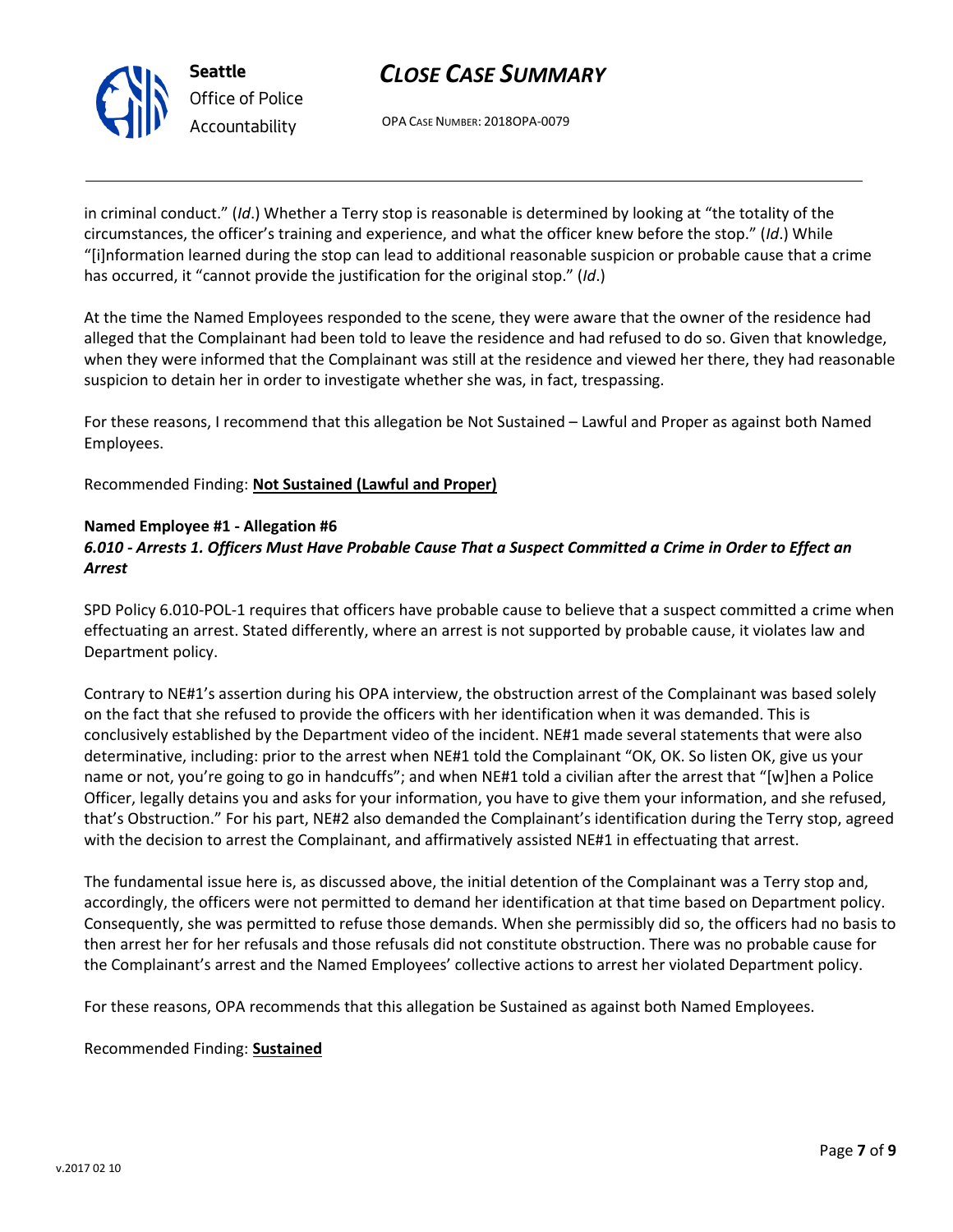in criminal conduct." (*Id*.) Whether a Terry stop is reasonable is determined by looking at "the totality of the circumstances, the officer's training and experience, and what the officer knew before the stop." (*Id*.) While "[i]nformation learned during the stop can lead to additional reasonable suspicion or probable cause that a crime has occurred, it "cannot provide the justification for the original stop." (*Id*.)

At the time the Named Employees responded to the scene, they were aware that the owner of the residence had alleged that the Complainant had been told to leave the residence and had refused to do so. Given that knowledge, when they were informed that the Complainant was still at the residence and viewed her there, they had reasonable suspicion to detain her in order to investigate whether she was, in fact, trespassing.

For these reasons, I recommend that this allegation be Not Sustained – Lawful and Proper as against both Named Employees.

Recommended Finding: **Not Sustained (Lawful and Proper)**

**Named Employee #1 - Allegation #6**
***6.010 - Arrests 1. Officers Must Have Probable Cause That a Suspect Committed a Crime in Order to Effect an Arrest***

SPD Policy 6.010-POL-1 requires that officers have probable cause to believe that a suspect committed a crime when effectuating an arrest. Stated differently, where an arrest is not supported by probable cause, it violates law and Department policy.

Contrary to NE#1's assertion during his OPA interview, the obstruction arrest of the Complainant was based solely on the fact that she refused to provide the officers with her identification when it was demanded. This is conclusively established by the Department video of the incident. NE#1 made several statements that were also determinative, including: prior to the arrest when NE#1 told the Complainant "OK, OK. So listen OK, give us your name or not, you're going to go in handcuffs"; and when NE#1 told a civilian after the arrest that "[w]hen a Police Officer, legally detains you and asks for your information, you have to give them your information, and she refused, that's Obstruction." For his part, NE#2 also demanded the Complainant's identification during the Terry stop, agreed with the decision to arrest the Complainant, and affirmatively assisted NE#1 in effectuating that arrest.

The fundamental issue here is, as discussed above, the initial detention of the Complainant was a Terry stop and, accordingly, the officers were not permitted to demand her identification at that time based on Department policy. Consequently, she was permitted to refuse those demands. When she permissibly did so, the officers had no basis to then arrest her for her refusals and those refusals did not constitute obstruction. There was no probable cause for the Complainant's arrest and the Named Employees' collective actions to arrest her violated Department policy.

For these reasons, OPA recommends that this allegation be Sustained as against both Named Employees.

Recommended Finding: **Sustained**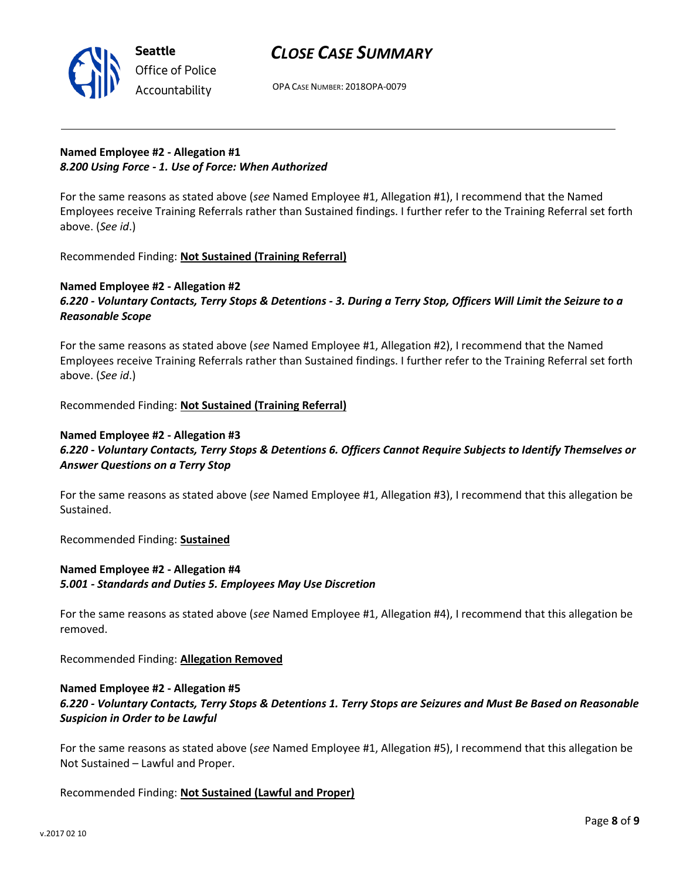**Named Employee #2 - Allegation #1**
***8.200 Using Force - 1. Use of Force: When Authorized***

For the same reasons as stated above (*see* Named Employee #1, Allegation #1), I recommend that the Named Employees receive Training Referrals rather than Sustained findings. I further refer to the Training Referral set forth above. (*See id*.)

Recommended Finding: **Not Sustained (Training Referral)**

**Named Employee #2 - Allegation #2**
***6.220 - Voluntary Contacts, Terry Stops & Detentions - 3. During a Terry Stop, Officers Will Limit the Seizure to a Reasonable Scope***

For the same reasons as stated above (*see* Named Employee #1, Allegation #2), I recommend that the Named Employees receive Training Referrals rather than Sustained findings. I further refer to the Training Referral set forth above. (*See id*.)

Recommended Finding: **Not Sustained (Training Referral)**

**Named Employee #2 - Allegation #3**
***6.220 - Voluntary Contacts, Terry Stops & Detentions 6. Officers Cannot Require Subjects to Identify Themselves or Answer Questions on a Terry Stop***

For the same reasons as stated above (*see* Named Employee #1, Allegation #3), I recommend that this allegation be Sustained.

Recommended Finding: **Sustained**

**Named Employee #2 - Allegation #4**
***5.001 - Standards and Duties 5. Employees May Use Discretion***

For the same reasons as stated above (*see* Named Employee #1, Allegation #4), I recommend that this allegation be removed.

Recommended Finding: **Allegation Removed**

**Named Employee #2 - Allegation #5**
***6.220 - Voluntary Contacts, Terry Stops & Detentions 1. Terry Stops are Seizures and Must Be Based on Reasonable Suspicion in Order to be Lawful***

For the same reasons as stated above (*see* Named Employee #1, Allegation #5), I recommend that this allegation be Not Sustained – Lawful and Proper.

Recommended Finding: **Not Sustained (Lawful and Proper)**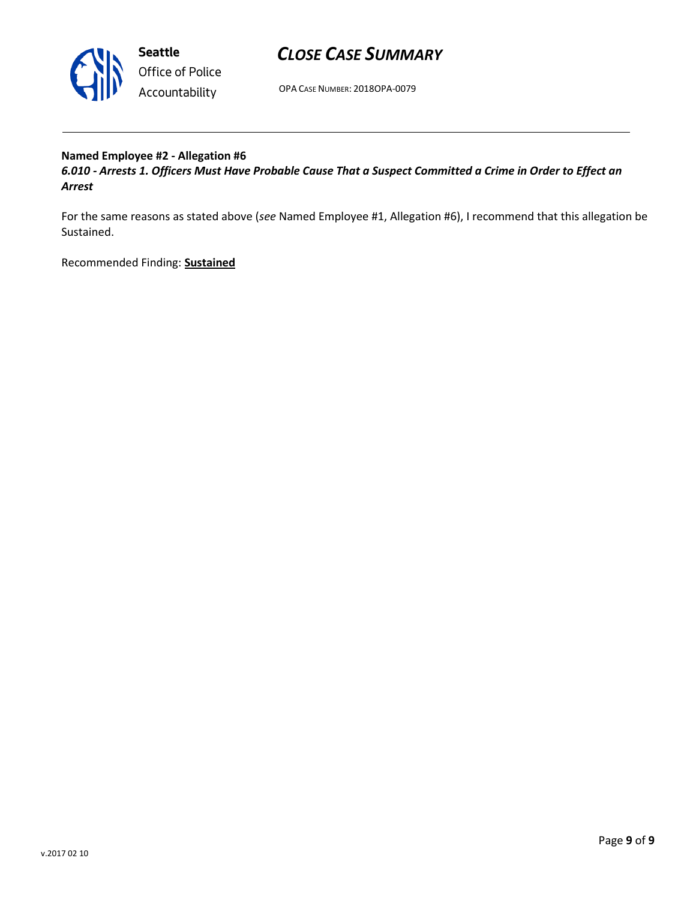**Named Employee #2 - Allegation #6**
***6.010 - Arrests 1. Officers Must Have Probable Cause That a Suspect Committed a Crime in Order to Effect an Arrest***

For the same reasons as stated above (*see* Named Employee #1, Allegation #6), I recommend that this allegation be Sustained.

Recommended Finding: **Sustained**